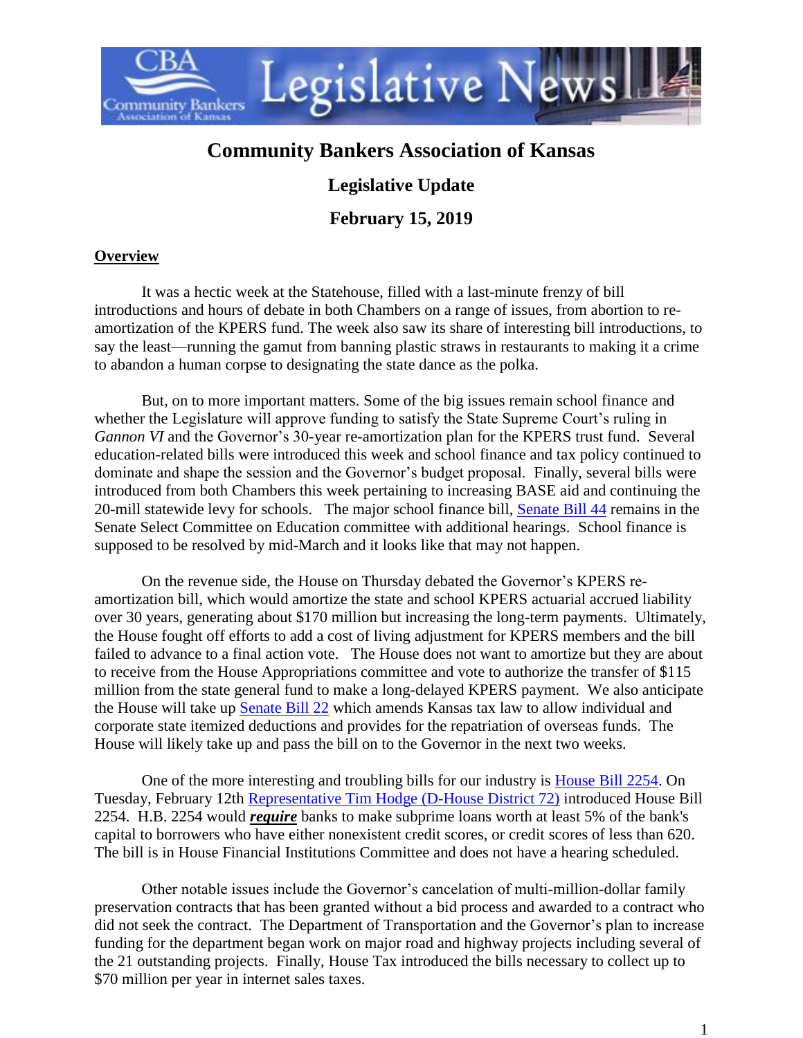# Community Bankers Association of Kansas

## Legislative Update

## February 15, 2019

**Overview**

It was a hectic week at the Statehouse, filled with a last-minute frenzy of bill introductions and hours of debate in both Chambers on a range of issues, from abortion to re-amortization of the KPERS fund. The week also saw its share of interesting bill introductions, to say the least—running the gamut from banning plastic straws in restaurants to making it a crime to abandon a human corpse to designating the state dance as the polka.

But, on to more important matters. Some of the big issues remain school finance and whether the Legislature will approve funding to satisfy the State Supreme Court's ruling in *Gannon VI* and the Governor's 30-year re-amortization plan for the KPERS trust fund. Several education-related bills were introduced this week and school finance and tax policy continued to dominate and shape the session and the Governor's budget proposal. Finally, several bills were introduced from both Chambers this week pertaining to increasing BASE aid and continuing the 20-mill statewide levy for schools. The major school finance bill, Senate Bill 44 remains in the Senate Select Committee on Education committee with additional hearings. School finance is supposed to be resolved by mid-March and it looks like that may not happen.

On the revenue side, the House on Thursday debated the Governor's KPERS re-amortization bill, which would amortize the state and school KPERS actuarial accrued liability over 30 years, generating about $170 million but increasing the long-term payments. Ultimately, the House fought off efforts to add a cost of living adjustment for KPERS members and the bill failed to advance to a final action vote. The House does not want to amortize but they are about to receive from the House Appropriations committee and vote to authorize the transfer of $115 million from the state general fund to make a long-delayed KPERS payment. We also anticipate the House will take up Senate Bill 22 which amends Kansas tax law to allow individual and corporate state itemized deductions and provides for the repatriation of overseas funds. The House will likely take up and pass the bill on to the Governor in the next two weeks.

One of the more interesting and troubling bills for our industry is House Bill 2254. On Tuesday, February 12th Representative Tim Hodge (D-House District 72) introduced House Bill 2254. H.B. 2254 would ***require*** banks to make subprime loans worth at least 5% of the bank's capital to borrowers who have either nonexistent credit scores, or credit scores of less than 620. The bill is in House Financial Institutions Committee and does not have a hearing scheduled.

Other notable issues include the Governor's cancelation of multi-million-dollar family preservation contracts that has been granted without a bid process and awarded to a contract who did not seek the contract. The Department of Transportation and the Governor's plan to increase funding for the department began work on major road and highway projects including several of the 21 outstanding projects. Finally, House Tax introduced the bills necessary to collect up to $70 million per year in internet sales taxes.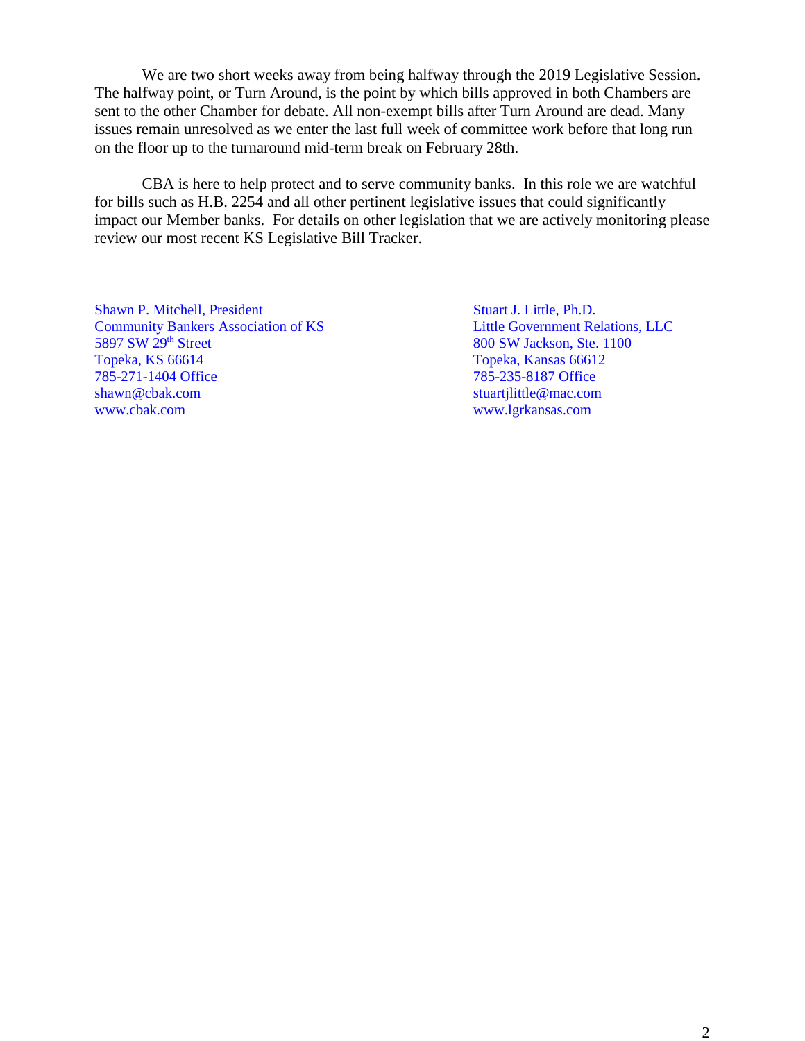We are two short weeks away from being halfway through the 2019 Legislative Session. The halfway point, or Turn Around, is the point by which bills approved in both Chambers are sent to the other Chamber for debate. All non-exempt bills after Turn Around are dead. Many issues remain unresolved as we enter the last full week of committee work before that long run on the floor up to the turnaround mid-term break on February 28th.

CBA is here to help protect and to serve community banks. In this role we are watchful for bills such as H.B. 2254 and all other pertinent legislative issues that could significantly impact our Member banks. For details on other legislation that we are actively monitoring please review our most recent KS Legislative Bill Tracker.

Shawn P. Mitchell, President
Community Bankers Association of KS
5897 SW 29th Street
Topeka, KS 66614
785-271-1404 Office
shawn@cbak.com
www.cbak.com

Stuart J. Little, Ph.D.
Little Government Relations, LLC
800 SW Jackson, Ste. 1100
Topeka, Kansas 66612
785-235-8187 Office
stuartjlittle@mac.com
www.lgrkansas.com